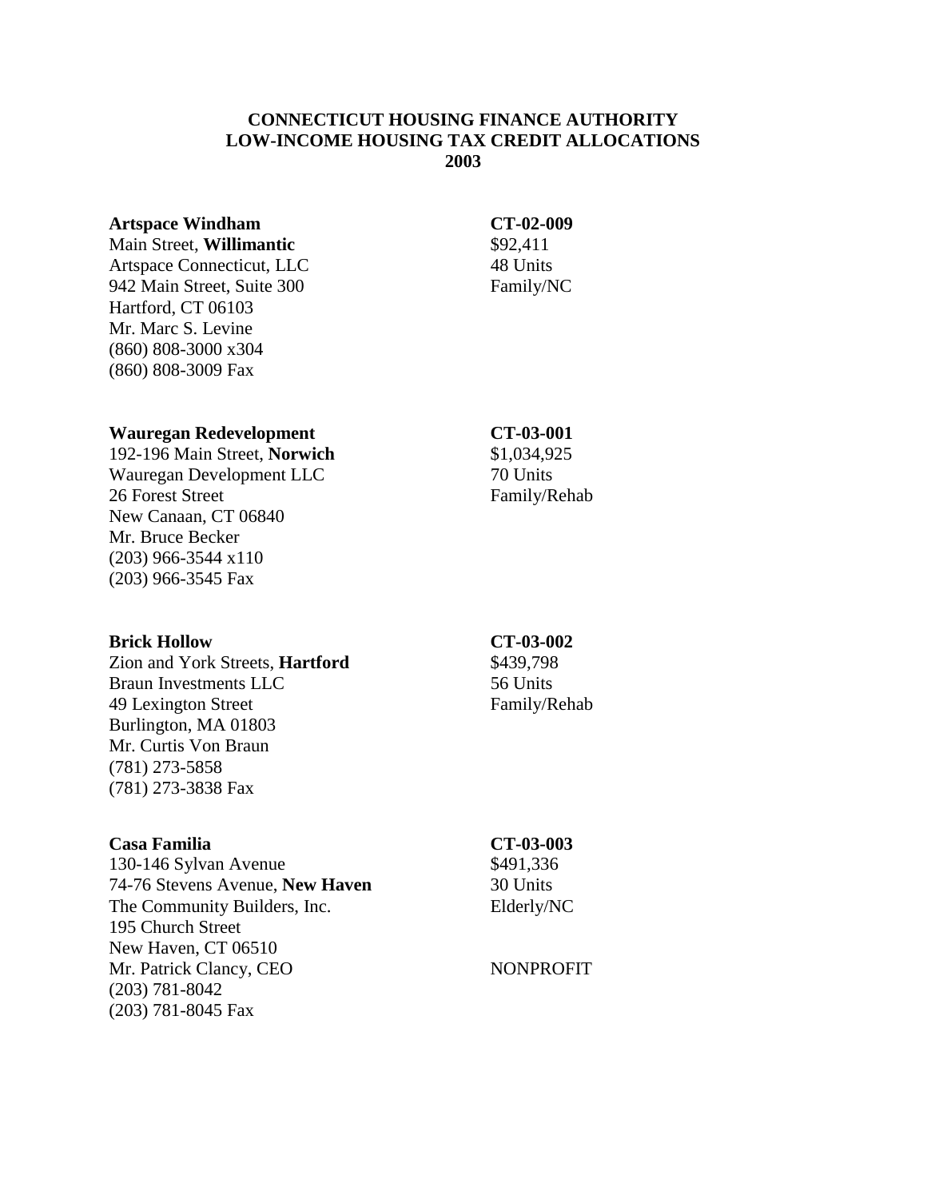# CONNECTICUT HOUSING FINANCE AUTHORITY
# LOW-INCOME HOUSING TAX CREDIT ALLOCATIONS
# 2003

**Artspace Windham** — **CT-02-009**
Main Street, **Willimantic**
Artspace Connecticut, LLC
942 Main Street, Suite 300
Hartford, CT 06103
Mr. Marc S. Levine
(860) 808-3000 x304
(860) 808-3009 Fax

$92,411
48 Units
Family/NC

**Wauregan Redevelopment** — **CT-03-001**
192-196 Main Street, **Norwich**
Wauregan Development LLC
26 Forest Street
New Canaan, CT 06840
Mr. Bruce Becker
(203) 966-3544 x110
(203) 966-3545 Fax

$1,034,925
70 Units
Family/Rehab

**Brick Hollow** — **CT-03-002**
Zion and York Streets, **Hartford**
Braun Investments LLC
49 Lexington Street
Burlington, MA 01803
Mr. Curtis Von Braun
(781) 273-5858
(781) 273-3838 Fax

$439,798
56 Units
Family/Rehab

**Casa Familia** — **CT-03-003**
130-146 Sylvan Avenue
74-76 Stevens Avenue, **New Haven**
The Community Builders, Inc.
195 Church Street
New Haven, CT 06510
Mr. Patrick Clancy, CEO
(203) 781-8042
(203) 781-8045 Fax

$491,336
30 Units
Elderly/NC

NONPROFIT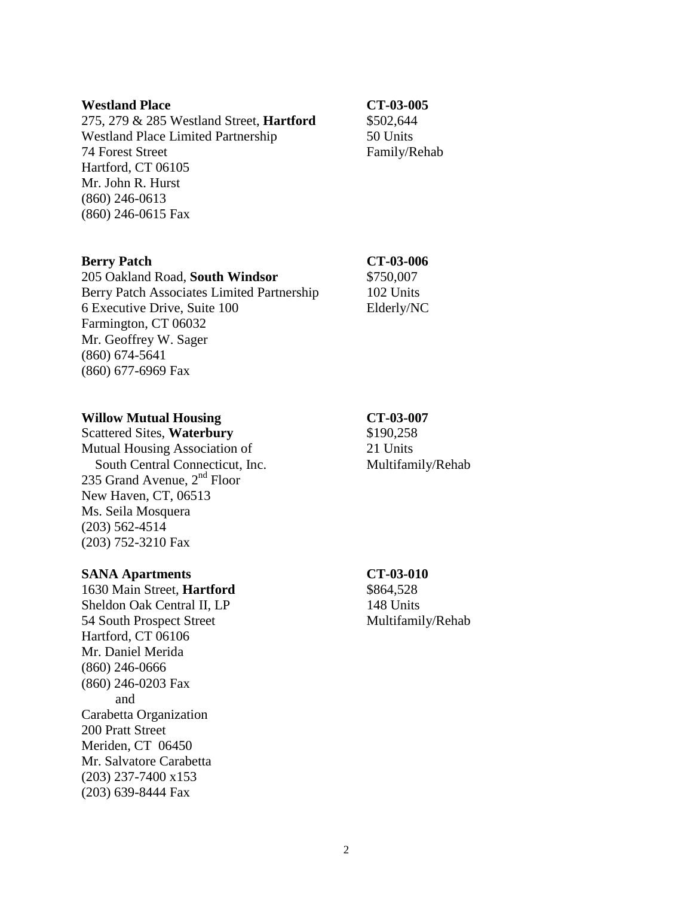**Westland Place** **CT-03-005**
275, 279 & 285 Westland Street, **Hartford**
Westland Place Limited Partnership
74 Forest Street
Hartford, CT 06105
Mr. John R. Hurst
(860) 246-0613
(860) 246-0615 Fax

$502,644
50 Units
Family/Rehab

**Berry Patch** **CT-03-006**
205 Oakland Road, **South Windsor**
Berry Patch Associates Limited Partnership
6 Executive Drive, Suite 100
Farmington, CT 06032
Mr. Geoffrey W. Sager
(860) 674-5641
(860) 677-6969 Fax

$750,007
102 Units
Elderly/NC

**Willow Mutual Housing** **CT-03-007**
Scattered Sites, **Waterbury**
Mutual Housing Association of
South Central Connecticut, Inc.
235 Grand Avenue, 2nd Floor
New Haven, CT, 06513
Ms. Seila Mosquera
(203) 562-4514
(203) 752-3210 Fax

$190,258
21 Units
Multifamily/Rehab

**SANA Apartments** **CT-03-010**
1630 Main Street, **Hartford**
Sheldon Oak Central II, LP
54 South Prospect Street
Hartford, CT 06106
Mr. Daniel Merida
(860) 246-0666
(860) 246-0203 Fax
and
Carabetta Organization
200 Pratt Street
Meriden, CT 06450
Mr. Salvatore Carabetta
(203) 237-7400 x153
(203) 639-8444 Fax

$864,528
148 Units
Multifamily/Rehab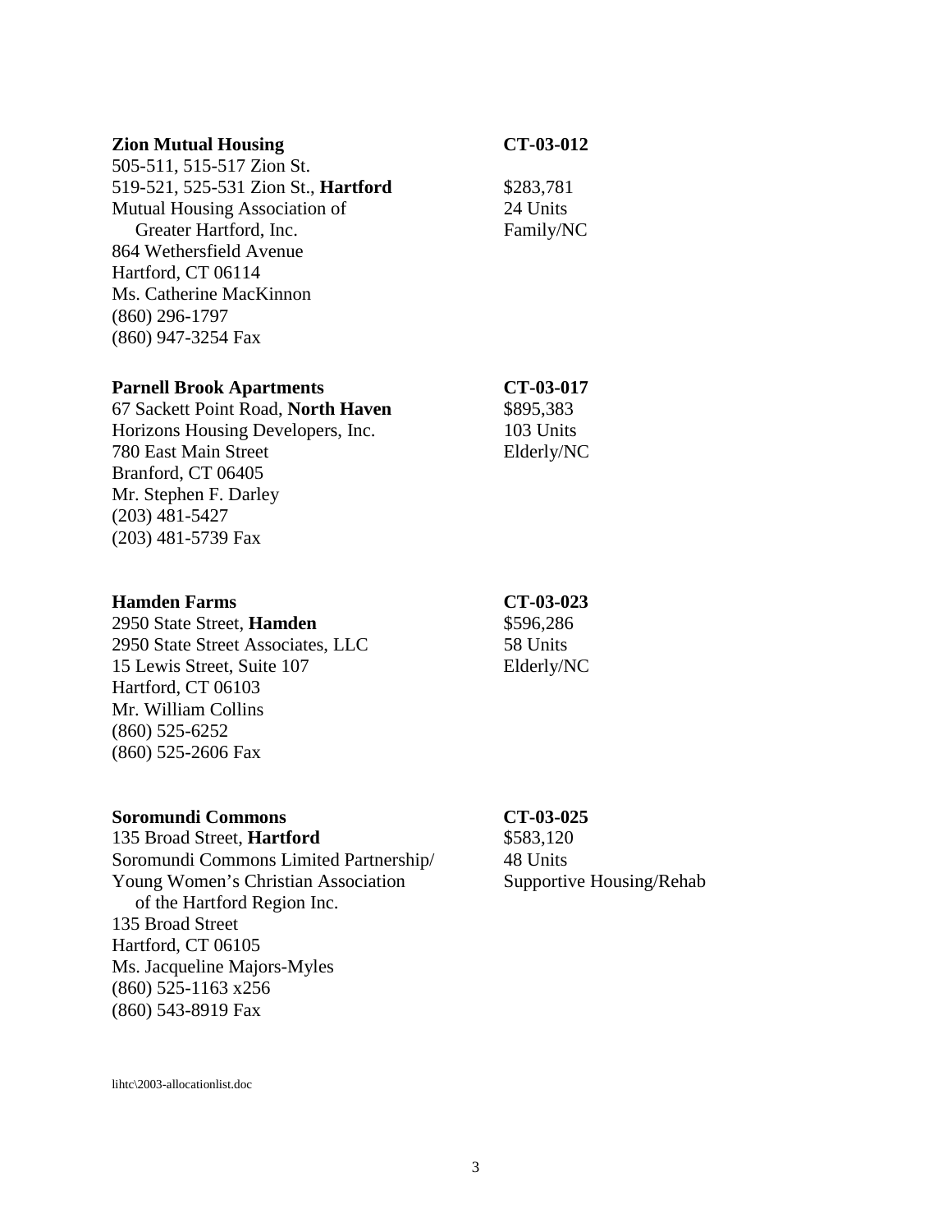**Zion Mutual Housing** **CT-03-012**
505-511, 515-517 Zion St.
519-521, 525-531 Zion St., **Hartford** $283,781
Mutual Housing Association of 24 Units
Greater Hartford, Inc. Family/NC
864 Wethersfield Avenue
Hartford, CT 06114
Ms. Catherine MacKinnon
(860) 296-1797
(860) 947-3254 Fax

**Parnell Brook Apartments** **CT-03-017**
67 Sackett Point Road, **North Haven** $895,383
Horizons Housing Developers, Inc. 103 Units
780 East Main Street Elderly/NC
Branford, CT 06405
Mr. Stephen F. Darley
(203) 481-5427
(203) 481-5739 Fax

**Hamden Farms** **CT-03-023**
2950 State Street, **Hamden** $596,286
2950 State Street Associates, LLC 58 Units
15 Lewis Street, Suite 107 Elderly/NC
Hartford, CT 06103
Mr. William Collins
(860) 525-6252
(860) 525-2606 Fax

**Soromundi Commons** **CT-03-025**
135 Broad Street, **Hartford** $583,120
Soromundi Commons Limited Partnership/ 48 Units
Young Women's Christian Association Supportive Housing/Rehab
of the Hartford Region Inc.
135 Broad Street
Hartford, CT 06105
Ms. Jacqueline Majors-Myles
(860) 525-1163 x256
(860) 543-8919 Fax

lihtc\2003-allocationlist.doc